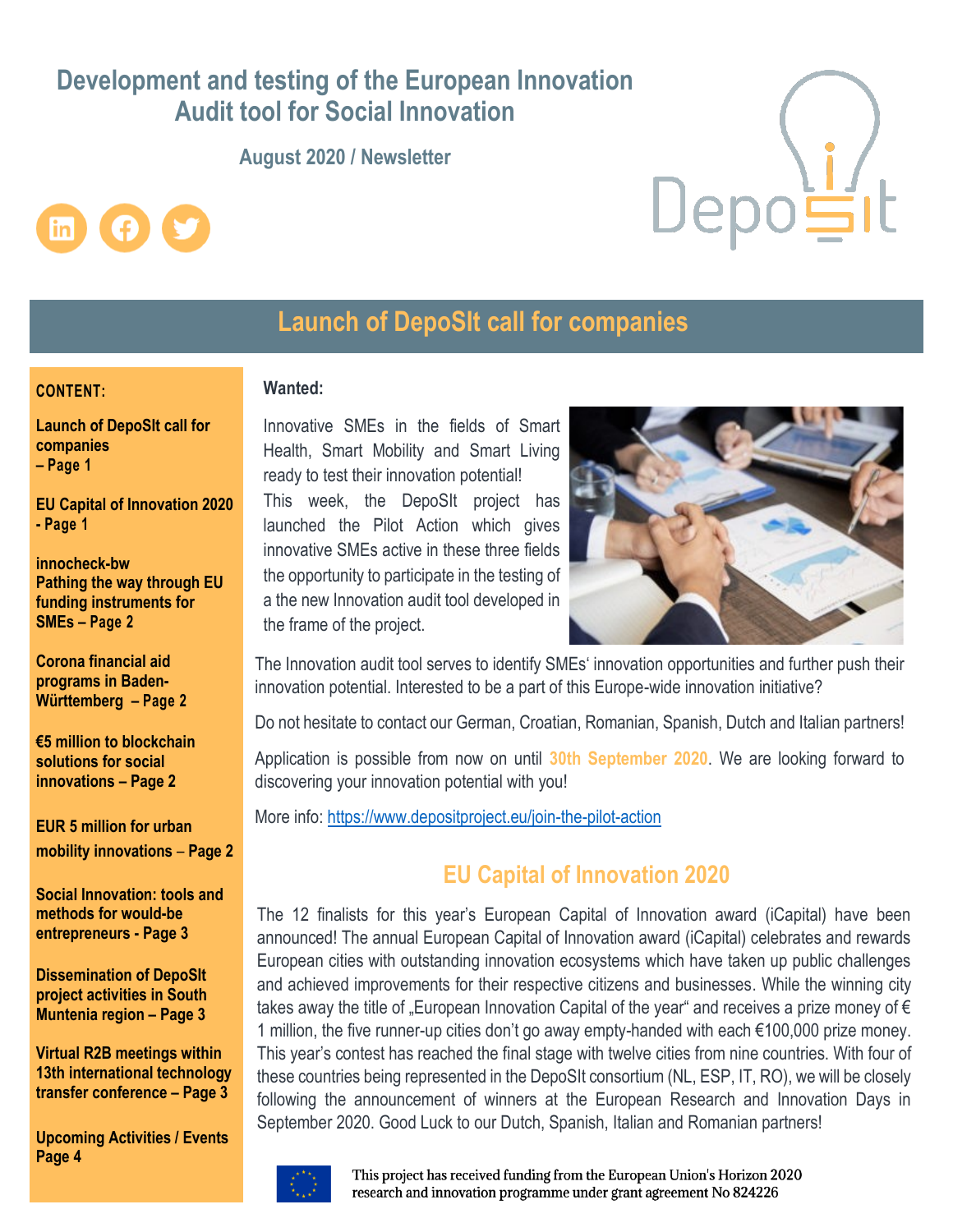# Development and testing of the European Innovation Audit tool for Social Innovation

August 2020 / Newsletter

DepoSIt

## Launch of DepoSIt call for companies

**CONTENT:**

**Launch of DepoSIt call for companies – Page 1**

**EU Capital of Innovation 2020 - Page 1**

**innocheck-bw Pathing the way through EU funding instruments for SMEs – Page 2**

**Corona financial aid programs in Baden-Württemberg – Page 2**

**€5 million to blockchain solutions for social innovations – Page 2**

**EUR 5 million for urban mobility innovations – Page 2**

**Social Innovation: tools and methods for would-be entrepreneurs - Page 3**

**Dissemination of DepoSIt project activities in South Muntenia region – Page 3**

**Virtual R2B meetings within 13th international technology transfer conference – Page 3**

**Upcoming Activities / Events Page 4**

**Wanted:**

Innovative SMEs in the fields of Smart Health, Smart Mobility and Smart Living ready to test their innovation potential!

This week, the DepoSIt project has launched the Pilot Action which gives innovative SMEs active in these three fields the opportunity to participate in the testing of a the new Innovation audit tool developed in the frame of the project.

The Innovation audit tool serves to identify SMEs' innovation opportunities and further push their innovation potential. Interested to be a part of this Europe-wide innovation initiative?

Do not hesitate to contact our German, Croatian, Romanian, Spanish, Dutch and Italian partners!

Application is possible from now on until **30th September 2020**. We are looking forward to discovering your innovation potential with you!

More info: https://www.depositproject.eu/join-the-pilot-action

## EU Capital of Innovation 2020

The 12 finalists for this year's European Capital of Innovation award (iCapital) have been announced! The annual European Capital of Innovation award (iCapital) celebrates and rewards European cities with outstanding innovation ecosystems which have taken up public challenges and achieved improvements for their respective citizens and businesses. While the winning city takes away the title of „European Innovation Capital of the year" and receives a prize money of € 1 million, the five runner-up cities don't go away empty-handed with each €100,000 prize money. This year's contest has reached the final stage with twelve cities from nine countries. With four of these countries being represented in the DepoSIt consortium (NL, ESP, IT, RO), we will be closely following the announcement of winners at the European Research and Innovation Days in September 2020. Good Luck to our Dutch, Spanish, Italian and Romanian partners!

This project has received funding from the European Union's Horizon 2020 research and innovation programme under grant agreement No 824226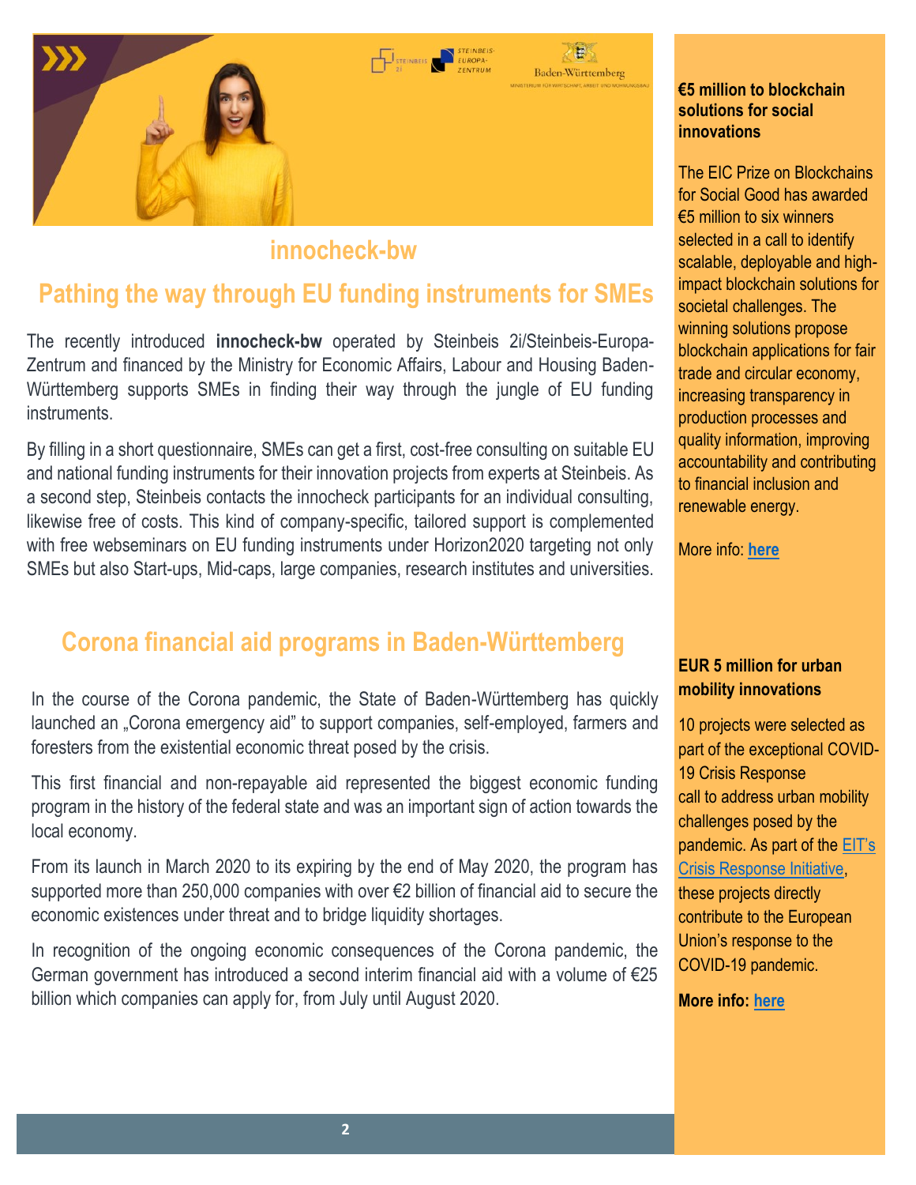## innocheck-bw

## Pathing the way through EU funding instruments for SMEs

The recently introduced **innocheck-bw** operated by Steinbeis 2i/Steinbeis-Europa-Zentrum and financed by the Ministry for Economic Affairs, Labour and Housing Baden-Württemberg supports SMEs in finding their way through the jungle of EU funding instruments.

By filling in a short questionnaire, SMEs can get a first, cost-free consulting on suitable EU and national funding instruments for their innovation projects from experts at Steinbeis. As a second step, Steinbeis contacts the innocheck participants for an individual consulting, likewise free of costs. This kind of company-specific, tailored support is complemented with free webseminars on EU funding instruments under Horizon2020 targeting not only SMEs but also Start-ups, Mid-caps, large companies, research institutes and universities.

## Corona financial aid programs in Baden-Württemberg

In the course of the Corona pandemic, the State of Baden-Württemberg has quickly launched an „Corona emergency aid" to support companies, self-employed, farmers and foresters from the existential economic threat posed by the crisis.

This first financial and non-repayable aid represented the biggest economic funding program in the history of the federal state and was an important sign of action towards the local economy.

From its launch in March 2020 to its expiring by the end of May 2020, the program has supported more than 250,000 companies with over €2 billion of financial aid to secure the economic existences under threat and to bridge liquidity shortages.

In recognition of the ongoing economic consequences of the Corona pandemic, the German government has introduced a second interim financial aid with a volume of €25 billion which companies can apply for, from July until August 2020.

### €5 million to blockchain solutions for social innovations

The EIC Prize on Blockchains for Social Good has awarded €5 million to six winners selected in a call to identify scalable, deployable and high-impact blockchain solutions for societal challenges. The winning solutions propose blockchain applications for fair trade and circular economy, increasing transparency in production processes and quality information, improving accountability and contributing to financial inclusion and renewable energy.

More info: **here**

### EUR 5 million for urban mobility innovations

10 projects were selected as part of the exceptional COVID-19 Crisis Response call to address urban mobility challenges posed by the pandemic. As part of the EIT's Crisis Response Initiative, these projects directly contribute to the European Union's response to the COVID-19 pandemic.

**More info: here**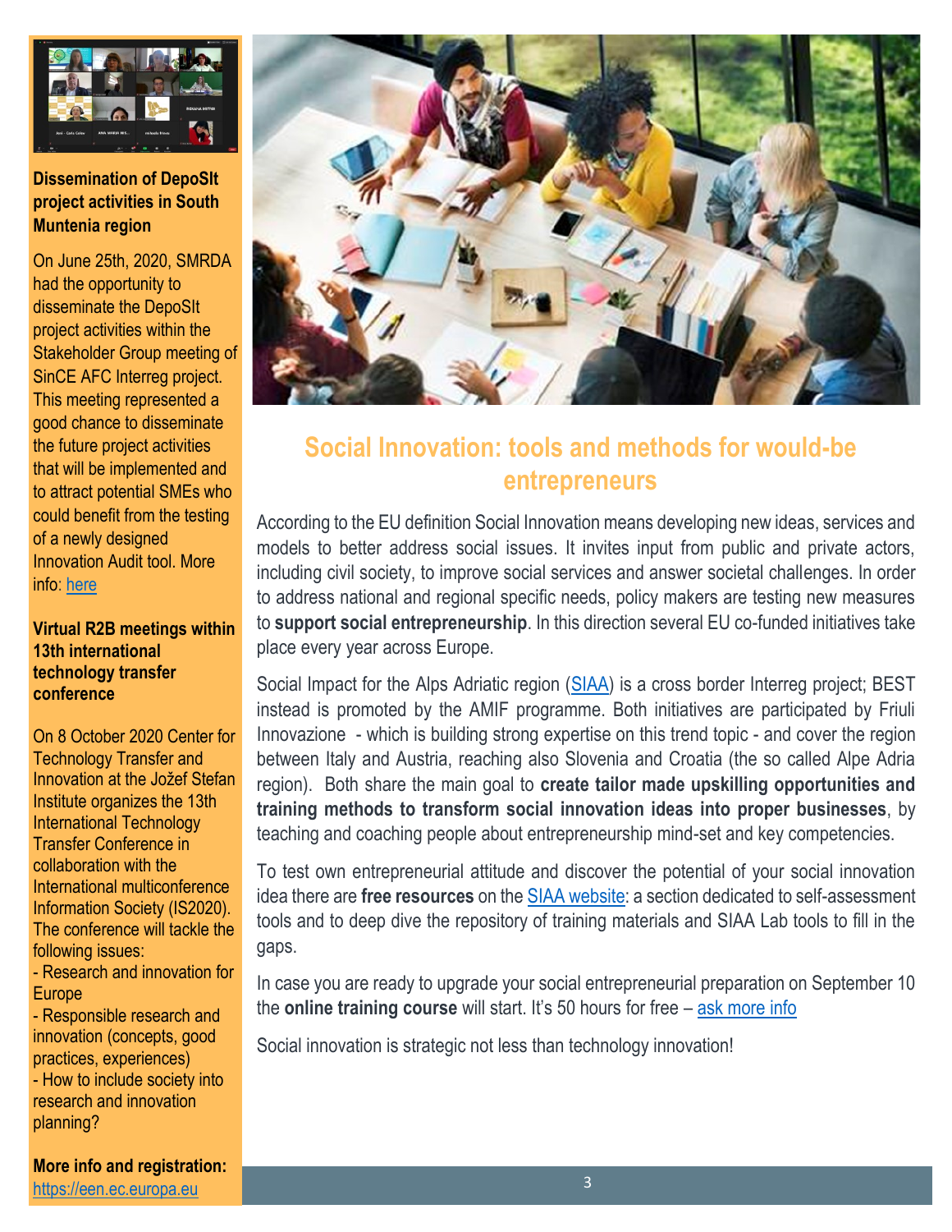### Dissemination of DepoSIt project activities in South Muntenia region

On June 25th, 2020, SMRDA had the opportunity to disseminate the DepoSIt project activities within the Stakeholder Group meeting of SinCE AFC Interreg project. This meeting represented a good chance to disseminate the future project activities that will be implemented and to attract potential SMEs who could benefit from the testing of a newly designed Innovation Audit tool. More info: here

### Virtual R2B meetings within 13th international technology transfer conference

On 8 October 2020 Center for Technology Transfer and Innovation at the Jožef Stefan Institute organizes the 13th International Technology Transfer Conference in collaboration with the International multiconference Information Society (IS2020). The conference will tackle the following issues:

- Research and innovation for Europe
- Responsible research and innovation (concepts, good practices, experiences)
- How to include society into research and innovation planning?

**More info and registration:** https://een.ec.europa.eu

## Social Innovation: tools and methods for would-be entrepreneurs

According to the EU definition Social Innovation means developing new ideas, services and models to better address social issues. It invites input from public and private actors, including civil society, to improve social services and answer societal challenges. In order to address national and regional specific needs, policy makers are testing new measures to **support social entrepreneurship**. In this direction several EU co-funded initiatives take place every year across Europe.

Social Impact for the Alps Adriatic region (SIAA) is a cross border Interreg project; BEST instead is promoted by the AMIF programme. Both initiatives are participated by Friuli Innovazione - which is building strong expertise on this trend topic - and cover the region between Italy and Austria, reaching also Slovenia and Croatia (the so called Alpe Adria region). Both share the main goal to **create tailor made upskilling opportunities and training methods to transform social innovation ideas into proper businesses**, by teaching and coaching people about entrepreneurship mind-set and key competencies.

To test own entrepreneurial attitude and discover the potential of your social innovation idea there are **free resources** on the SIAA website: a section dedicated to self-assessment tools and to deep dive the repository of training materials and SIAA Lab tools to fill in the gaps.

In case you are ready to upgrade your social entrepreneurial preparation on September 10 the **online training course** will start. It's 50 hours for free – ask more info

Social innovation is strategic not less than technology innovation!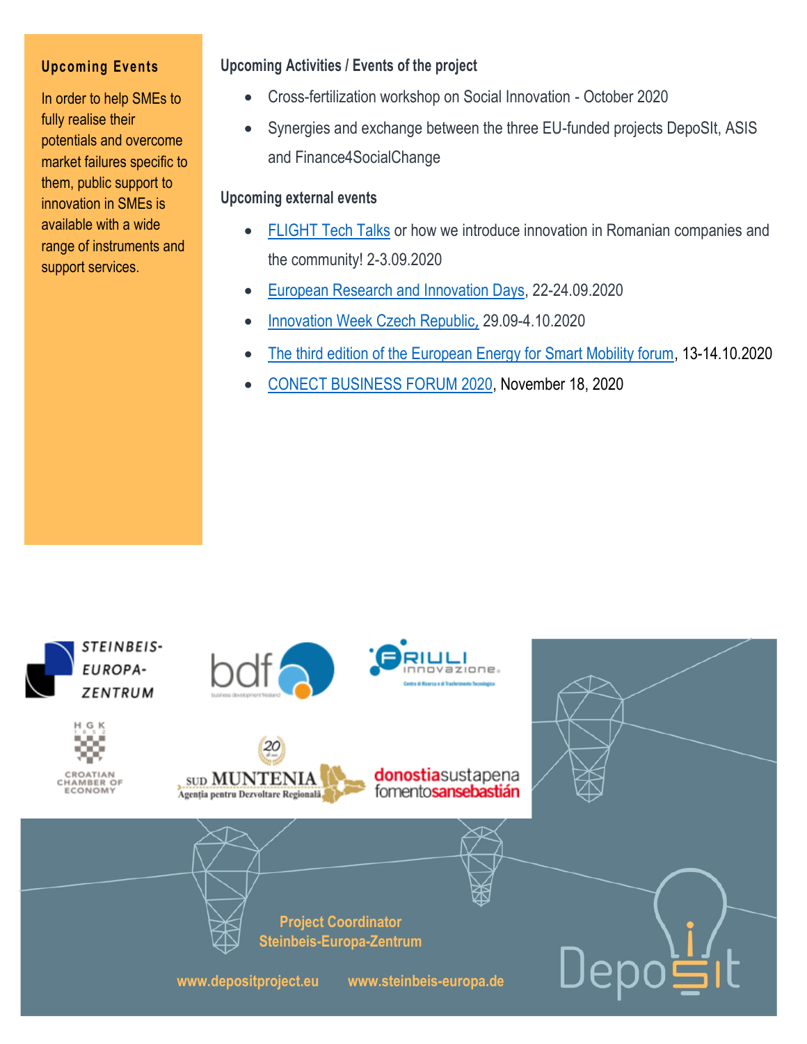### Upcoming Events

In order to help SMEs to fully realise their potentials and overcome market failures specific to them, public support to innovation in SMEs is available with a wide range of instruments and support services.

### Upcoming Activities / Events of the project

- Cross-fertilization workshop on Social Innovation - October 2020
- Synergies and exchange between the three EU-funded projects DepoSIt, ASIS and Finance4SocialChange

### Upcoming external events

- FLIGHT Tech Talks or how we introduce innovation in Romanian companies and the community! 2-3.09.2020
- European Research and Innovation Days, 22-24.09.2020
- Innovation Week Czech Republic, 29.09-4.10.2020
- The third edition of the European Energy for Smart Mobility forum, 13-14.10.2020
- CONECT BUSINESS FORUM 2020, November 18, 2020

STEINBEIS-EUROPA-ZENTRUM

bdf business development friesland

FRIULI innovazione

HGK 1852 CROATIAN CHAMBER OF ECONOMY

SUD MUNTENIA Agenția pentru Dezvoltare Regională

donostiasustapena fomentosansebastián

**Project Coordinator**
**Steinbeis-Europa-Zentrum**

www.depositproject.eu www.steinbeis-europa.de

DepoSIt